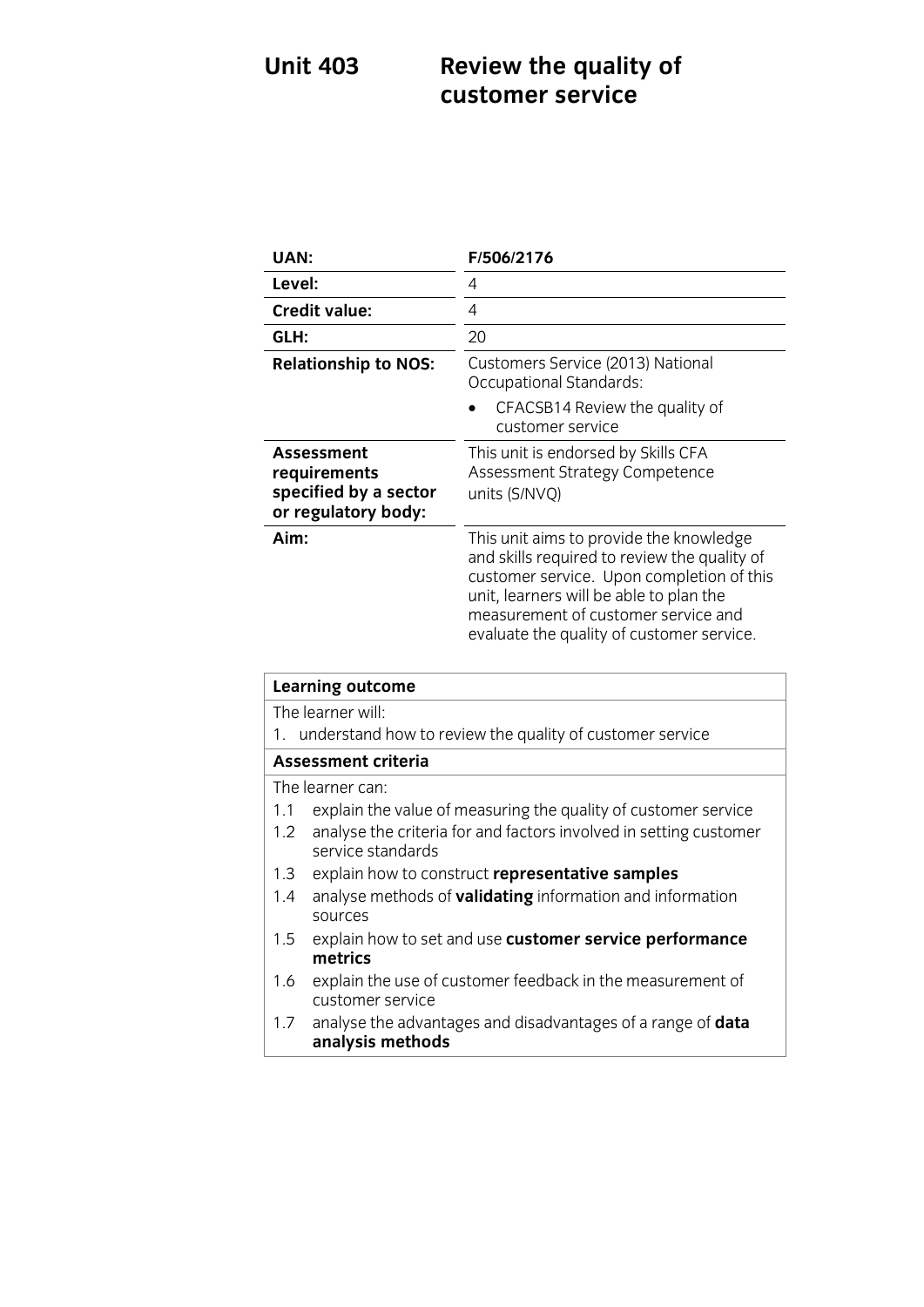# Unit 403 Review the quality of customer service

| | |
|---|---|
| **UAN:** | **F/506/2176** |
| **Level:** | 4 |
| **Credit value:** | 4 |
| **GLH:** | 20 |
| **Relationship to NOS:** | Customers Service (2013) National Occupational Standards:<br>• CFACSB14 Review the quality of customer service |
| **Assessment requirements specified by a sector or regulatory body:** | This unit is endorsed by Skills CFA Assessment Strategy Competence units (S/NVQ) |
| **Aim:** | This unit aims to provide the knowledge and skills required to review the quality of customer service. Upon completion of this unit, learners will be able to plan the measurement of customer service and evaluate the quality of customer service. |

| **Learning outcome** |
|---|
| The learner will:<br>1. understand how to review the quality of customer service |
| **Assessment criteria** |
| The learner can:<br>1.1 explain the value of measuring the quality of customer service<br>1.2 analyse the criteria for and factors involved in setting customer service standards<br>1.3 explain how to construct **representative samples**<br>1.4 analyse methods of **validating** information and information sources<br>1.5 explain how to set and use **customer service performance metrics**<br>1.6 explain the use of customer feedback in the measurement of customer service<br>1.7 analyse the advantages and disadvantages of a range of **data analysis methods** |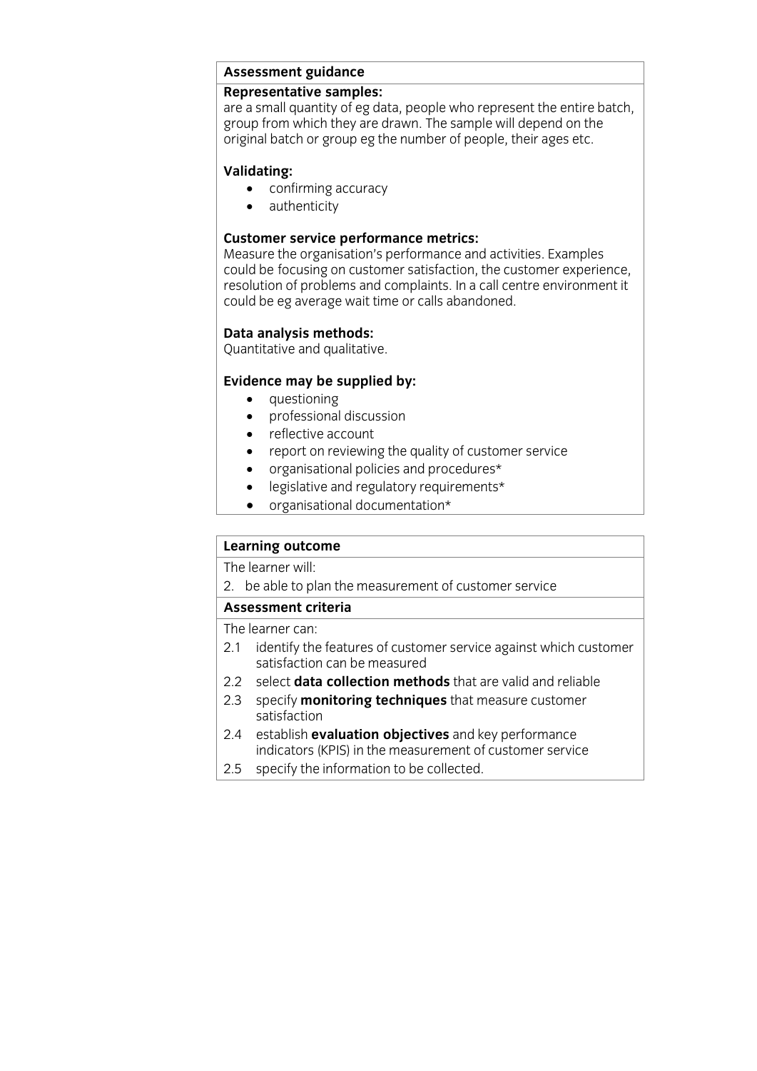**Assessment guidance**

**Representative samples:**
are a small quantity of eg data, people who represent the entire batch, group from which they are drawn. The sample will depend on the original batch or group eg the number of people, their ages etc.

**Validating:**

- confirming accuracy
- authenticity

**Customer service performance metrics:**
Measure the organisation's performance and activities. Examples could be focusing on customer satisfaction, the customer experience, resolution of problems and complaints. In a call centre environment it could be eg average wait time or calls abandoned.

**Data analysis methods:**
Quantitative and qualitative.

**Evidence may be supplied by:**

- questioning
- professional discussion
- reflective account
- report on reviewing the quality of customer service
- organisational policies and procedures*
- legislative and regulatory requirements*
- organisational documentation*

**Learning outcome**

The learner will:

2. be able to plan the measurement of customer service

**Assessment criteria**

The learner can:

2.1 identify the features of customer service against which customer satisfaction can be measured
2.2 select **data collection methods** that are valid and reliable
2.3 specify **monitoring techniques** that measure customer satisfaction
2.4 establish **evaluation objectives** and key performance indicators (KPIS) in the measurement of customer service
2.5 specify the information to be collected.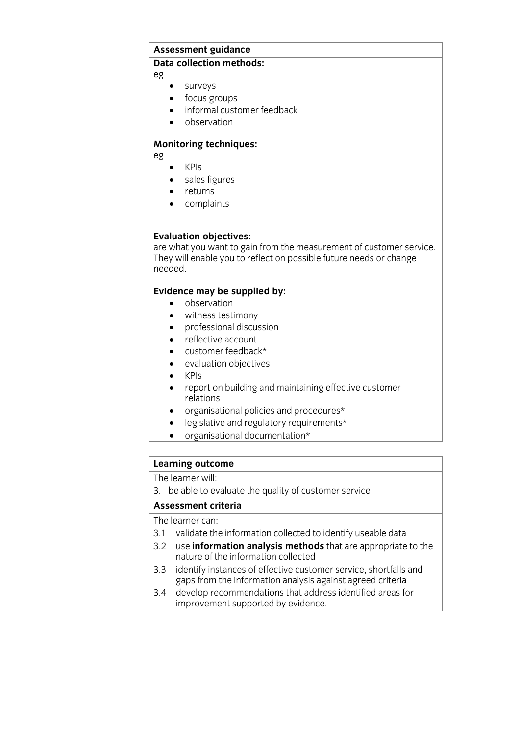**Assessment guidance**

**Data collection methods:**

eg

- surveys
- focus groups
- informal customer feedback
- observation

**Monitoring techniques:**

eg

- KPIs
- sales figures
- returns
- complaints

**Evaluation objectives:**

are what you want to gain from the measurement of customer service. They will enable you to reflect on possible future needs or change needed.

**Evidence may be supplied by:**

- observation
- witness testimony
- professional discussion
- reflective account
- customer feedback*
- evaluation objectives
- KPIs
- report on building and maintaining effective customer relations
- organisational policies and procedures*
- legislative and regulatory requirements*
- organisational documentation*

**Learning outcome**

The learner will:

3. be able to evaluate the quality of customer service

**Assessment criteria**

The learner can:

3.1 validate the information collected to identify useable data

3.2 use **information analysis methods** that are appropriate to the nature of the information collected

3.3 identify instances of effective customer service, shortfalls and gaps from the information analysis against agreed criteria

3.4 develop recommendations that address identified areas for improvement supported by evidence.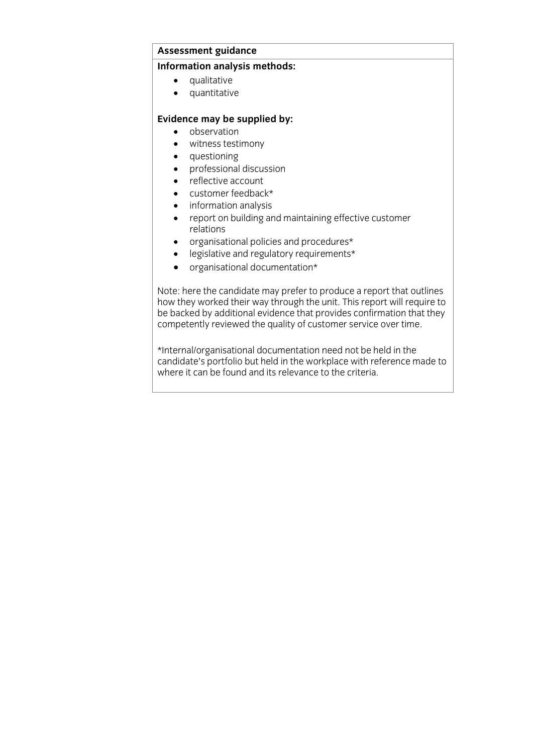**Assessment guidance**

**Information analysis methods:**

- qualitative
- quantitative

**Evidence may be supplied by:**

- observation
- witness testimony
- questioning
- professional discussion
- reflective account
- customer feedback*
- information analysis
- report on building and maintaining effective customer relations
- organisational policies and procedures*
- legislative and regulatory requirements*
- organisational documentation*

Note: here the candidate may prefer to produce a report that outlines how they worked their way through the unit. This report will require to be backed by additional evidence that provides confirmation that they competently reviewed the quality of customer service over time.

*Internal/organisational documentation need not be held in the candidate's portfolio but held in the workplace with reference made to where it can be found and its relevance to the criteria.